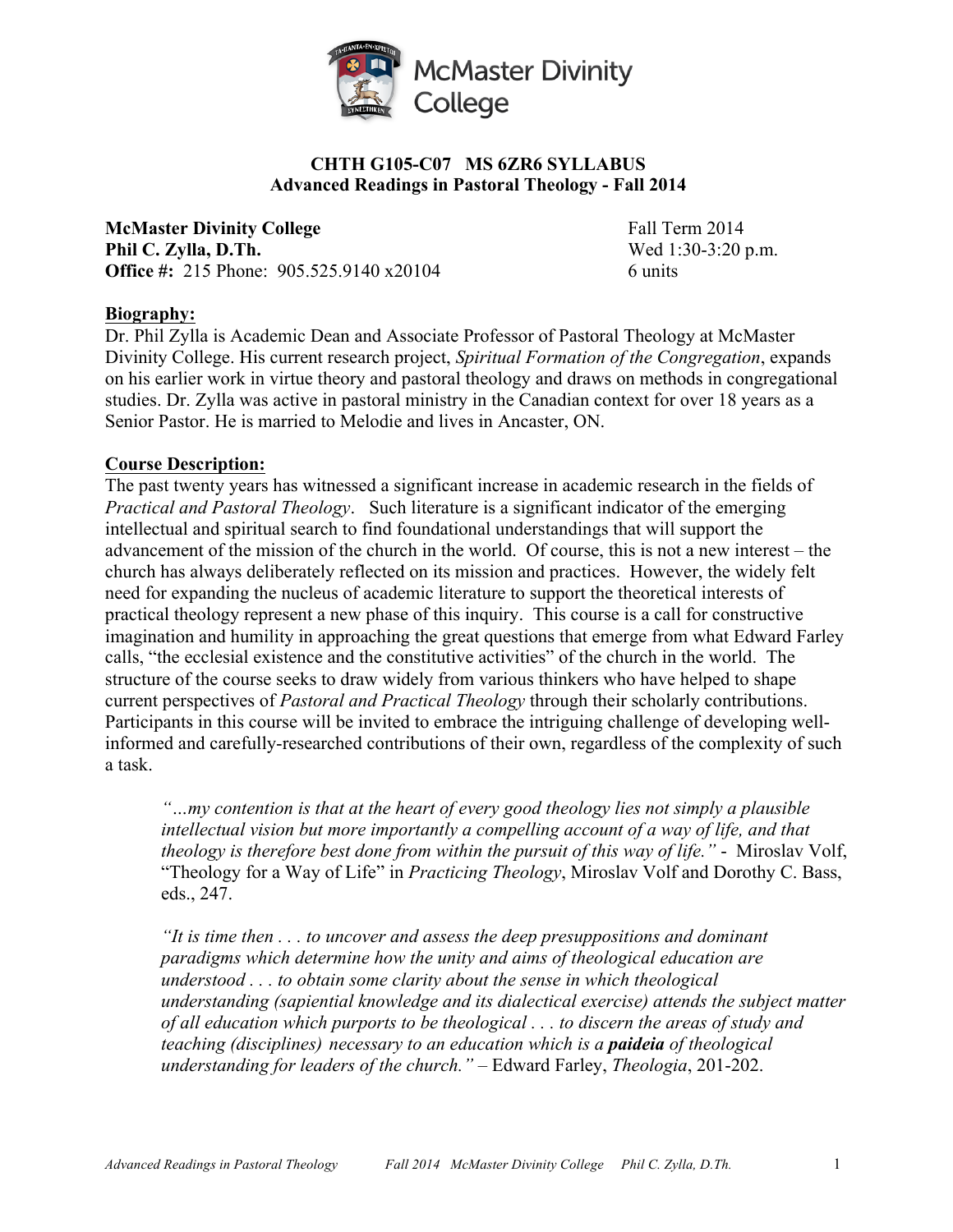McMaster Divinity College

# CHTH G105-C07 MS 6ZR6 SYLLABUS
## Advanced Readings in Pastoral Theology - Fall 2014

**McMaster Divinity College**
**Phil C. Zylla, D.Th.**
**Office #:** 215 Phone: 905.525.9140 x20104

Fall Term 2014
Wed 1:30-3:20 p.m.
6 units

**Biography:**

Dr. Phil Zylla is Academic Dean and Associate Professor of Pastoral Theology at McMaster Divinity College. His current research project, *Spiritual Formation of the Congregation*, expands on his earlier work in virtue theory and pastoral theology and draws on methods in congregational studies. Dr. Zylla was active in pastoral ministry in the Canadian context for over 18 years as a Senior Pastor. He is married to Melodie and lives in Ancaster, ON.

**Course Description:**

The past twenty years has witnessed a significant increase in academic research in the fields of *Practical and Pastoral Theology*. Such literature is a significant indicator of the emerging intellectual and spiritual search to find foundational understandings that will support the advancement of the mission of the church in the world. Of course, this is not a new interest – the church has always deliberately reflected on its mission and practices. However, the widely felt need for expanding the nucleus of academic literature to support the theoretical interests of practical theology represent a new phase of this inquiry. This course is a call for constructive imagination and humility in approaching the great questions that emerge from what Edward Farley calls, "the ecclesial existence and the constitutive activities" of the church in the world. The structure of the course seeks to draw widely from various thinkers who have helped to shape current perspectives of *Pastoral and Practical Theology* through their scholarly contributions. Participants in this course will be invited to embrace the intriguing challenge of developing well-informed and carefully-researched contributions of their own, regardless of the complexity of such a task.

> *"…my contention is that at the heart of every good theology lies not simply a plausible intellectual vision but more importantly a compelling account of a way of life, and that theology is therefore best done from within the pursuit of this way of life."* - Miroslav Volf, "Theology for a Way of Life" in *Practicing Theology*, Miroslav Volf and Dorothy C. Bass, eds., 247.

> *"It is time then . . . to uncover and assess the deep presuppositions and dominant paradigms which determine how the unity and aims of theological education are understood . . . to obtain some clarity about the sense in which theological understanding (sapiential knowledge and its dialectical exercise) attends the subject matter of all education which purports to be theological . . . to discern the areas of study and teaching (disciplines) necessary to an education which is a* ***paideia*** *of theological understanding for leaders of the church."* – Edward Farley, *Theologia*, 201-202.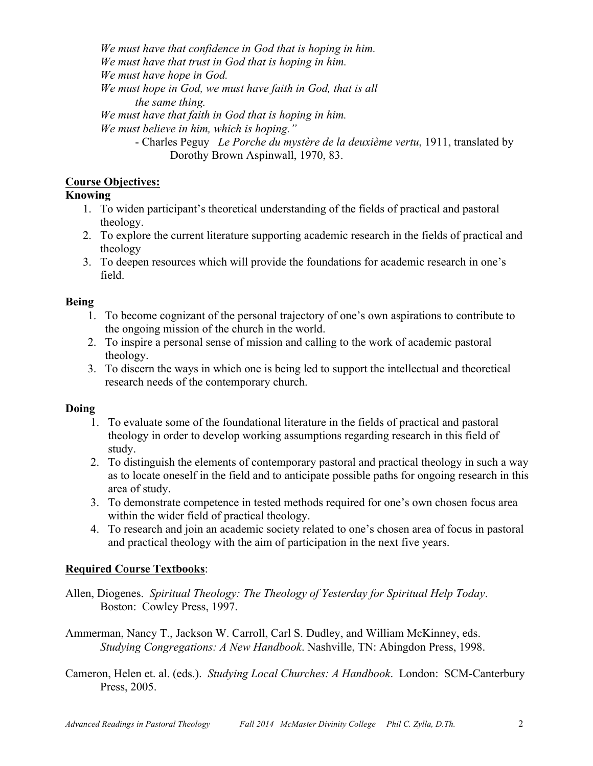*We must have that confidence in God that is hoping in him.*
*We must have that trust in God that is hoping in him.*
*We must have hope in God.*
*We must hope in God, we must have faith in God, that is all*
*the same thing.*
*We must have that faith in God that is hoping in him.*
*We must believe in him, which is hoping."*

- Charles Peguy *Le Porche du mystère de la deuxième vertu*, 1911, translated by Dorothy Brown Aspinwall, 1970, 83.

## Course Objectives:

### Knowing

1. To widen participant's theoretical understanding of the fields of practical and pastoral theology.
2. To explore the current literature supporting academic research in the fields of practical and theology
3. To deepen resources which will provide the foundations for academic research in one's field.

### Being

1. To become cognizant of the personal trajectory of one's own aspirations to contribute to the ongoing mission of the church in the world.
2. To inspire a personal sense of mission and calling to the work of academic pastoral theology.
3. To discern the ways in which one is being led to support the intellectual and theoretical research needs of the contemporary church.

### Doing

1. To evaluate some of the foundational literature in the fields of practical and pastoral theology in order to develop working assumptions regarding research in this field of study.
2. To distinguish the elements of contemporary pastoral and practical theology in such a way as to locate oneself in the field and to anticipate possible paths for ongoing research in this area of study.
3. To demonstrate competence in tested methods required for one's own chosen focus area within the wider field of practical theology.
4. To research and join an academic society related to one's chosen area of focus in pastoral and practical theology with the aim of participation in the next five years.

## Required Course Textbooks:

Allen, Diogenes. *Spiritual Theology: The Theology of Yesterday for Spiritual Help Today*. Boston: Cowley Press, 1997.

Ammerman, Nancy T., Jackson W. Carroll, Carl S. Dudley, and William McKinney, eds. *Studying Congregations: A New Handbook*. Nashville, TN: Abingdon Press, 1998.

Cameron, Helen et. al. (eds.). *Studying Local Churches: A Handbook*. London: SCM-Canterbury Press, 2005.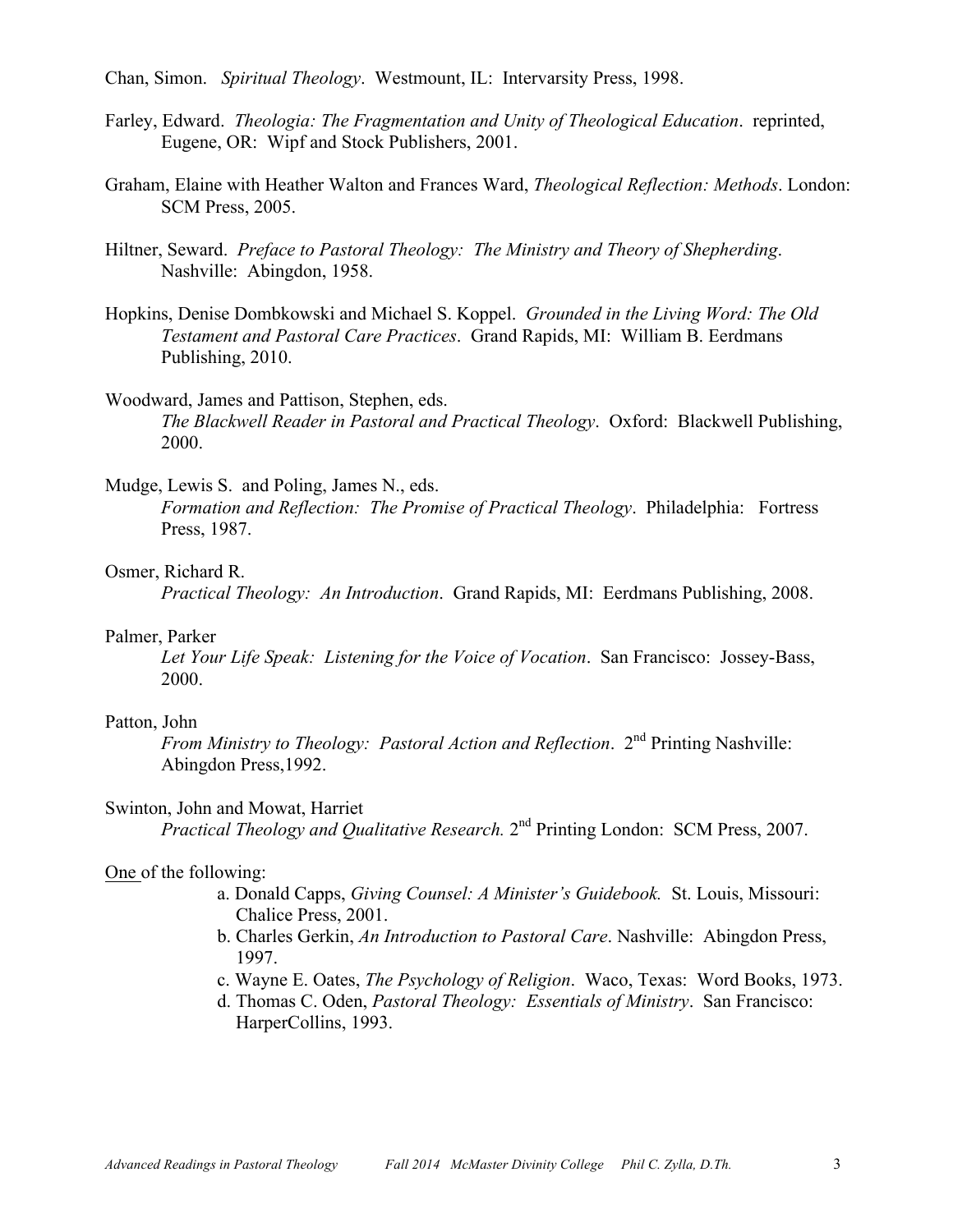Chan, Simon. *Spiritual Theology*. Westmount, IL: Intervarsity Press, 1998.

Farley, Edward. *Theologia: The Fragmentation and Unity of Theological Education*. reprinted, Eugene, OR: Wipf and Stock Publishers, 2001.

Graham, Elaine with Heather Walton and Frances Ward, *Theological Reflection: Methods*. London: SCM Press, 2005.

Hiltner, Seward. *Preface to Pastoral Theology: The Ministry and Theory of Shepherding*. Nashville: Abingdon, 1958.

Hopkins, Denise Dombkowski and Michael S. Koppel. *Grounded in the Living Word: The Old Testament and Pastoral Care Practices*. Grand Rapids, MI: William B. Eerdmans Publishing, 2010.

Woodward, James and Pattison, Stephen, eds.
*The Blackwell Reader in Pastoral and Practical Theology*. Oxford: Blackwell Publishing, 2000.

Mudge, Lewis S. and Poling, James N., eds.
*Formation and Reflection: The Promise of Practical Theology*. Philadelphia: Fortress Press, 1987.

Osmer, Richard R.
*Practical Theology: An Introduction*. Grand Rapids, MI: Eerdmans Publishing, 2008.

Palmer, Parker
*Let Your Life Speak: Listening for the Voice of Vocation*. San Francisco: Jossey-Bass, 2000.

Patton, John
*From Ministry to Theology: Pastoral Action and Reflection*. 2nd Printing Nashville: Abingdon Press,1992.

Swinton, John and Mowat, Harriet
*Practical Theology and Qualitative Research.* 2nd Printing London: SCM Press, 2007.

<u>One</u> of the following:

a. Donald Capps, *Giving Counsel: A Minister's Guidebook.* St. Louis, Missouri: Chalice Press, 2001.
b. Charles Gerkin, *An Introduction to Pastoral Care*. Nashville: Abingdon Press, 1997.
c. Wayne E. Oates, *The Psychology of Religion*. Waco, Texas: Word Books, 1973.
d. Thomas C. Oden, *Pastoral Theology: Essentials of Ministry*. San Francisco: HarperCollins, 1993.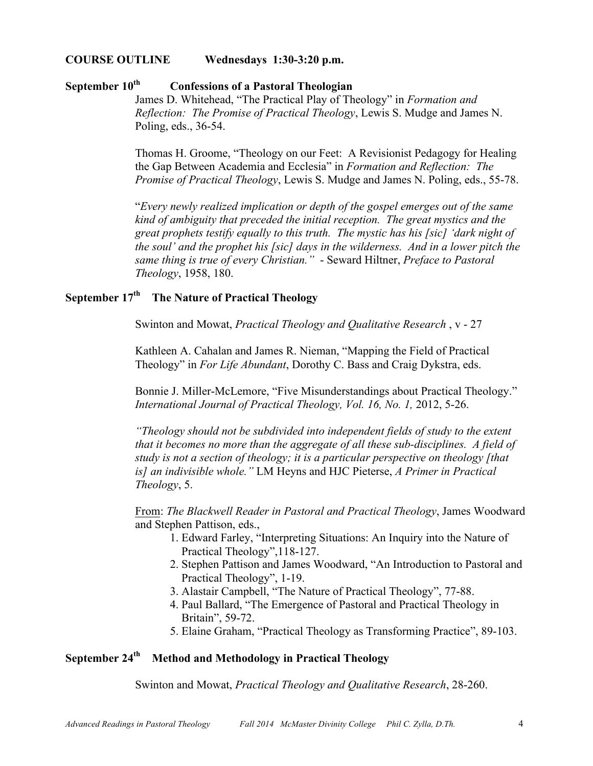**COURSE OUTLINE Wednesdays 1:30-3:20 p.m.**

## September 10th Confessions of a Pastoral Theologian

James D. Whitehead, "The Practical Play of Theology" in *Formation and Reflection: The Promise of Practical Theology*, Lewis S. Mudge and James N. Poling, eds., 36-54.

Thomas H. Groome, "Theology on our Feet: A Revisionist Pedagogy for Healing the Gap Between Academia and Ecclesia" in *Formation and Reflection: The Promise of Practical Theology*, Lewis S. Mudge and James N. Poling, eds., 55-78.

"*Every newly realized implication or depth of the gospel emerges out of the same kind of ambiguity that preceded the initial reception. The great mystics and the great prophets testify equally to this truth. The mystic has his [sic] 'dark night of the soul' and the prophet his [sic] days in the wilderness. And in a lower pitch the same thing is true of every Christian."* - Seward Hiltner, *Preface to Pastoral Theology*, 1958, 180.

## September 17th The Nature of Practical Theology

Swinton and Mowat, *Practical Theology and Qualitative Research* , v - 27

Kathleen A. Cahalan and James R. Nieman, "Mapping the Field of Practical Theology" in *For Life Abundant*, Dorothy C. Bass and Craig Dykstra, eds.

Bonnie J. Miller-McLemore, "Five Misunderstandings about Practical Theology." *International Journal of Practical Theology, Vol. 16, No. 1,* 2012, 5-26.

*"Theology should not be subdivided into independent fields of study to the extent that it becomes no more than the aggregate of all these sub-disciplines. A field of study is not a section of theology; it is a particular perspective on theology [that is] an indivisible whole."* LM Heyns and HJC Pieterse, *A Primer in Practical Theology*, 5.

From: *The Blackwell Reader in Pastoral and Practical Theology*, James Woodward and Stephen Pattison, eds.,

1. Edward Farley, "Interpreting Situations: An Inquiry into the Nature of Practical Theology",118-127.
2. Stephen Pattison and James Woodward, "An Introduction to Pastoral and Practical Theology", 1-19.
3. Alastair Campbell, "The Nature of Practical Theology", 77-88.
4. Paul Ballard, "The Emergence of Pastoral and Practical Theology in Britain", 59-72.
5. Elaine Graham, "Practical Theology as Transforming Practice", 89-103.

## September 24th Method and Methodology in Practical Theology

Swinton and Mowat, *Practical Theology and Qualitative Research*, 28-260.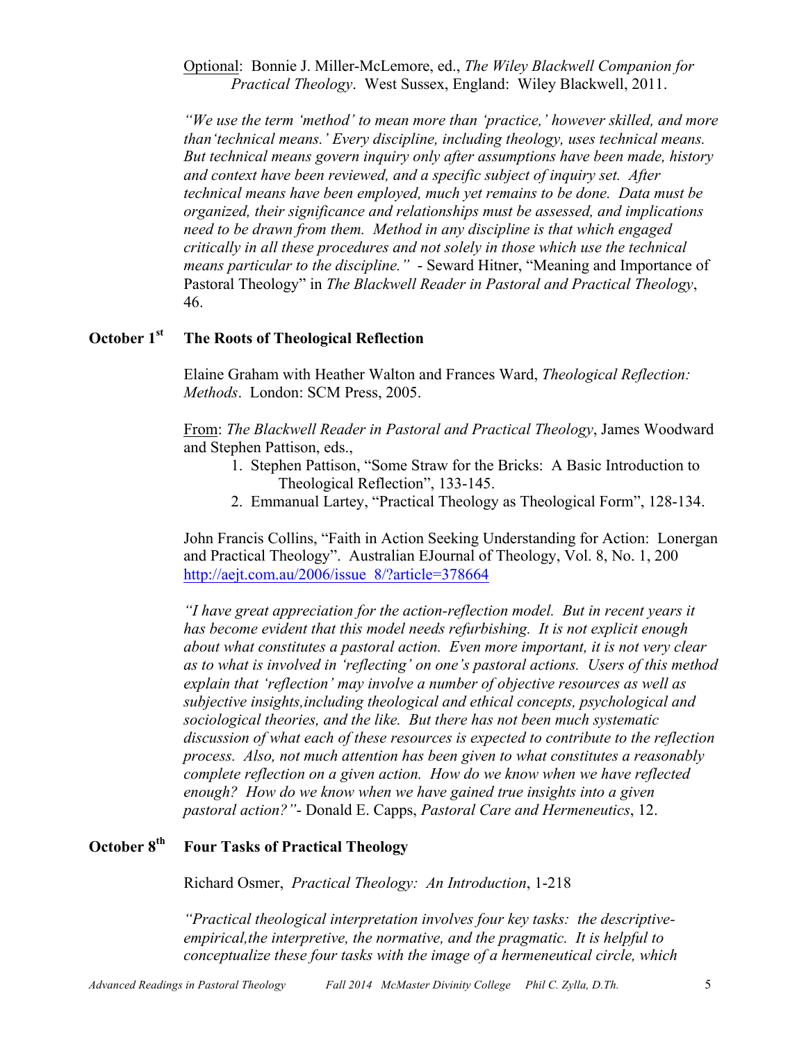Optional: Bonnie J. Miller-McLemore, ed., *The Wiley Blackwell Companion for Practical Theology*. West Sussex, England: Wiley Blackwell, 2011.

*"We use the term 'method' to mean more than 'practice,' however skilled, and more than 'technical means.' Every discipline, including theology, uses technical means. But technical means govern inquiry only after assumptions have been made, history and context have been reviewed, and a specific subject of inquiry set. After technical means have been employed, much yet remains to be done. Data must be organized, their significance and relationships must be assessed, and implications need to be drawn from them. Method in any discipline is that which engaged critically in all these procedures and not solely in those which use the technical means particular to the discipline."* - Seward Hitner, "Meaning and Importance of Pastoral Theology" in *The Blackwell Reader in Pastoral and Practical Theology*, 46.

## October 1st The Roots of Theological Reflection

Elaine Graham with Heather Walton and Frances Ward, *Theological Reflection: Methods*. London: SCM Press, 2005.

From: *The Blackwell Reader in Pastoral and Practical Theology*, James Woodward and Stephen Pattison, eds.,

1. Stephen Pattison, "Some Straw for the Bricks: A Basic Introduction to Theological Reflection", 133-145.
2. Emmanual Lartey, "Practical Theology as Theological Form", 128-134.

John Francis Collins, "Faith in Action Seeking Understanding for Action: Lonergan and Practical Theology". Australian EJournal of Theology, Vol. 8, No. 1, 200 http://aejt.com.au/2006/issue_8/?article=378664

*"I have great appreciation for the action-reflection model. But in recent years it has become evident that this model needs refurbishing. It is not explicit enough about what constitutes a pastoral action. Even more important, it is not very clear as to what is involved in 'reflecting' on one's pastoral actions. Users of this method explain that 'reflection' may involve a number of objective resources as well as subjective insights, including theological and ethical concepts, psychological and sociological theories, and the like. But there has not been much systematic discussion of what each of these resources is expected to contribute to the reflection process. Also, not much attention has been given to what constitutes a reasonably complete reflection on a given action. How do we know when we have reflected enough? How do we know when we have gained true insights into a given pastoral action?"*- Donald E. Capps, *Pastoral Care and Hermeneutics*, 12.

## October 8th Four Tasks of Practical Theology

Richard Osmer, *Practical Theology: An Introduction*, 1-218

*"Practical theological interpretation involves four key tasks: the descriptive-empirical, the interpretive, the normative, and the pragmatic. It is helpful to conceptualize these four tasks with the image of a hermeneutical circle, which*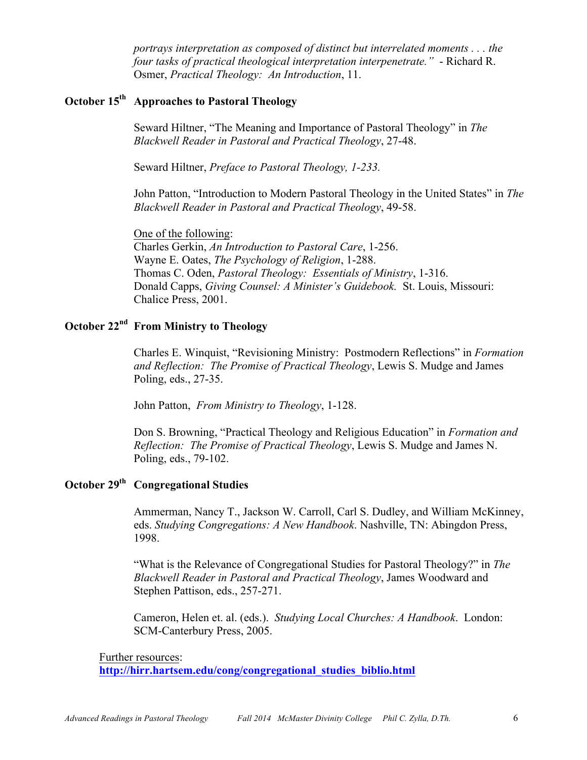*portrays interpretation as composed of distinct but interrelated moments . . . the four tasks of practical theological interpretation interpenetrate."* - Richard R. Osmer, *Practical Theology: An Introduction*, 11.

**October 15th Approaches to Pastoral Theology**

Seward Hiltner, "The Meaning and Importance of Pastoral Theology" in *The Blackwell Reader in Pastoral and Practical Theology*, 27-48.

Seward Hiltner, *Preface to Pastoral Theology, 1-233.*

John Patton, "Introduction to Modern Pastoral Theology in the United States" in *The Blackwell Reader in Pastoral and Practical Theology*, 49-58.

One of the following:
Charles Gerkin, *An Introduction to Pastoral Care*, 1-256.
Wayne E. Oates, *The Psychology of Religion*, 1-288.
Thomas C. Oden, *Pastoral Theology: Essentials of Ministry*, 1-316.
Donald Capps, *Giving Counsel: A Minister's Guidebook.* St. Louis, Missouri: Chalice Press, 2001.

**October 22nd From Ministry to Theology**

Charles E. Winquist, "Revisioning Ministry: Postmodern Reflections" in *Formation and Reflection: The Promise of Practical Theology*, Lewis S. Mudge and James Poling, eds., 27-35.

John Patton, *From Ministry to Theology*, 1-128.

Don S. Browning, "Practical Theology and Religious Education" in *Formation and Reflection: The Promise of Practical Theology*, Lewis S. Mudge and James N. Poling, eds., 79-102.

**October 29th Congregational Studies**

Ammerman, Nancy T., Jackson W. Carroll, Carl S. Dudley, and William McKinney, eds. *Studying Congregations: A New Handbook*. Nashville, TN: Abingdon Press, 1998.

"What is the Relevance of Congregational Studies for Pastoral Theology?" in *The Blackwell Reader in Pastoral and Practical Theology*, James Woodward and Stephen Pattison, eds., 257-271.

Cameron, Helen et. al. (eds.). *Studying Local Churches: A Handbook*. London: SCM-Canterbury Press, 2005.

Further resources:
**http://hirr.hartsem.edu/cong/congregational_studies_biblio.html**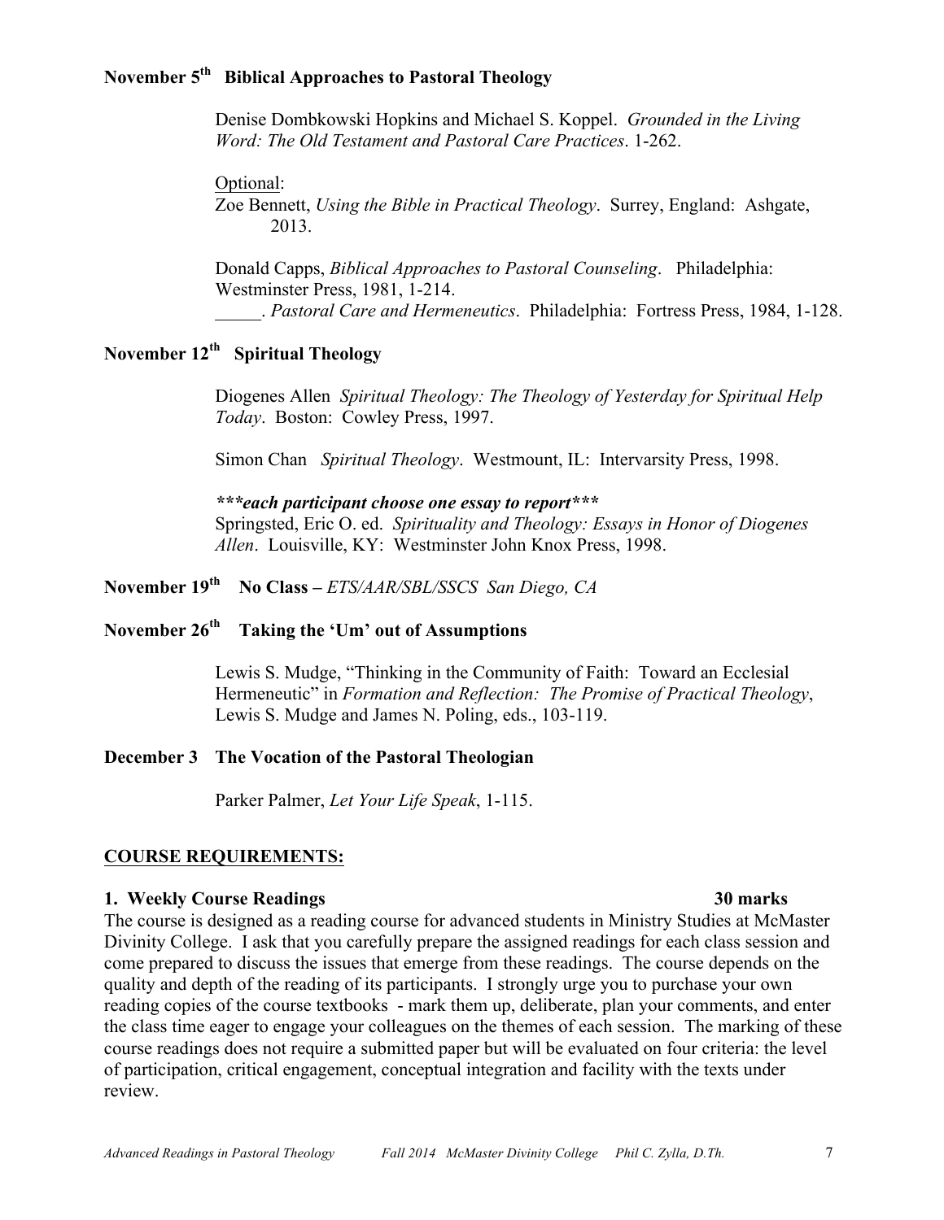**November 5th Biblical Approaches to Pastoral Theology**

Denise Dombkowski Hopkins and Michael S. Koppel. *Grounded in the Living Word: The Old Testament and Pastoral Care Practices*. 1-262.

Optional:
Zoe Bennett, *Using the Bible in Practical Theology*. Surrey, England: Ashgate, 2013.

Donald Capps, *Biblical Approaches to Pastoral Counseling*. Philadelphia: Westminster Press, 1981, 1-214.
_____. *Pastoral Care and Hermeneutics*. Philadelphia: Fortress Press, 1984, 1-128.

**November 12th Spiritual Theology**

Diogenes Allen *Spiritual Theology: The Theology of Yesterday for Spiritual Help Today*. Boston: Cowley Press, 1997.

Simon Chan *Spiritual Theology*. Westmount, IL: Intervarsity Press, 1998.

***\*\*\*each participant choose one essay to report\*\*\****
Springsted, Eric O. ed. *Spirituality and Theology: Essays in Honor of Diogenes Allen*. Louisville, KY: Westminster John Knox Press, 1998.

**November 19th No Class –** *ETS/AAR/SBL/SSCS San Diego, CA*

**November 26th Taking the 'Um' out of Assumptions**

Lewis S. Mudge, "Thinking in the Community of Faith: Toward an Ecclesial Hermeneutic" in *Formation and Reflection: The Promise of Practical Theology*, Lewis S. Mudge and James N. Poling, eds., 103-119.

**December 3 The Vocation of the Pastoral Theologian**

Parker Palmer, *Let Your Life Speak*, 1-115.

## COURSE REQUIREMENTS:

**1. Weekly Course Readings 30 marks**

The course is designed as a reading course for advanced students in Ministry Studies at McMaster Divinity College. I ask that you carefully prepare the assigned readings for each class session and come prepared to discuss the issues that emerge from these readings. The course depends on the quality and depth of the reading of its participants. I strongly urge you to purchase your own reading copies of the course textbooks - mark them up, deliberate, plan your comments, and enter the class time eager to engage your colleagues on the themes of each session. The marking of these course readings does not require a submitted paper but will be evaluated on four criteria: the level of participation, critical engagement, conceptual integration and facility with the texts under review.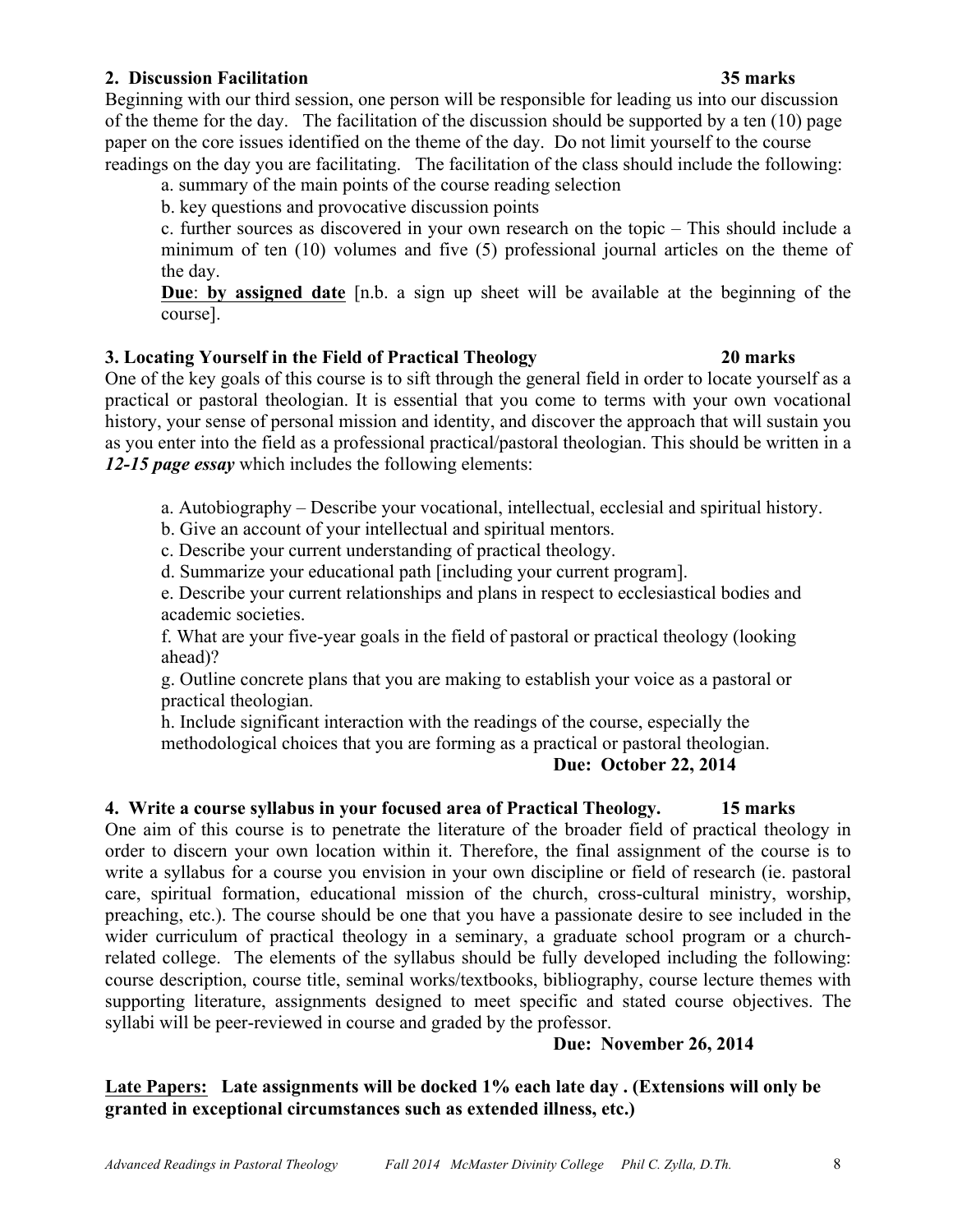**2. Discussion Facilitation 35 marks**

Beginning with our third session, one person will be responsible for leading us into our discussion of the theme for the day. The facilitation of the discussion should be supported by a ten (10) page paper on the core issues identified on the theme of the day. Do not limit yourself to the course readings on the day you are facilitating. The facilitation of the class should include the following:

a. summary of the main points of the course reading selection

b. key questions and provocative discussion points

c. further sources as discovered in your own research on the topic – This should include a minimum of ten (10) volumes and five (5) professional journal articles on the theme of the day.

**<u>Due</u>: <u>by assigned date</u>** [n.b. a sign up sheet will be available at the beginning of the course].

**3. Locating Yourself in the Field of Practical Theology 20 marks**

One of the key goals of this course is to sift through the general field in order to locate yourself as a practical or pastoral theologian. It is essential that you come to terms with your own vocational history, your sense of personal mission and identity, and discover the approach that will sustain you as you enter into the field as a professional practical/pastoral theologian. This should be written in a ***12-15 page essay*** which includes the following elements:

a. Autobiography – Describe your vocational, intellectual, ecclesial and spiritual history.

b. Give an account of your intellectual and spiritual mentors.

c. Describe your current understanding of practical theology.

d. Summarize your educational path [including your current program].

e. Describe your current relationships and plans in respect to ecclesiastical bodies and academic societies.

f. What are your five-year goals in the field of pastoral or practical theology (looking ahead)?

g. Outline concrete plans that you are making to establish your voice as a pastoral or practical theologian.

h. Include significant interaction with the readings of the course, especially the methodological choices that you are forming as a practical or pastoral theologian.

**Due: October 22, 2014**

**4. Write a course syllabus in your focused area of Practical Theology. 15 marks**

One aim of this course is to penetrate the literature of the broader field of practical theology in order to discern your own location within it. Therefore, the final assignment of the course is to write a syllabus for a course you envision in your own discipline or field of research (ie. pastoral care, spiritual formation, educational mission of the church, cross-cultural ministry, worship, preaching, etc.). The course should be one that you have a passionate desire to see included in the wider curriculum of practical theology in a seminary, a graduate school program or a church-related college. The elements of the syllabus should be fully developed including the following: course description, course title, seminal works/textbooks, bibliography, course lecture themes with supporting literature, assignments designed to meet specific and stated course objectives. The syllabi will be peer-reviewed in course and graded by the professor.

**Due: November 26, 2014**

**<u>Late Papers:</u> Late assignments will be docked 1% each late day . (Extensions will only be granted in exceptional circumstances such as extended illness, etc.)**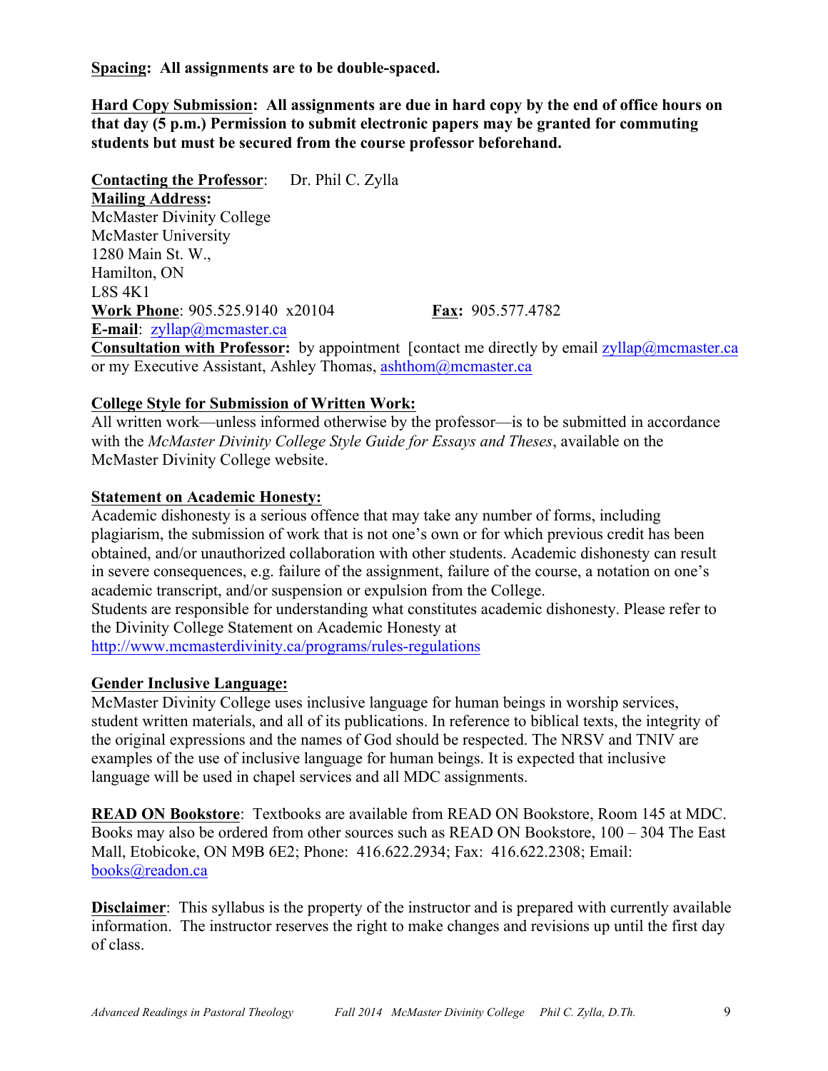**Spacing: All assignments are to be double-spaced.**

**Hard Copy Submission: All assignments are due in hard copy by the end of office hours on that day (5 p.m.) Permission to submit electronic papers may be granted for commuting students but must be secured from the course professor beforehand.**

**Contacting the Professor**: Dr. Phil C. Zylla
**Mailing Address:**
McMaster Divinity College
McMaster University
1280 Main St. W.,
Hamilton, ON
L8S 4K1
**Work Phone**: 905.525.9140 x20104 **Fax:** 905.577.4782
**E-mail**: zyllap@mcmaster.ca
**Consultation with Professor:** by appointment [contact me directly by email zyllap@mcmaster.ca or my Executive Assistant, Ashley Thomas, ashthom@mcmaster.ca

**College Style for Submission of Written Work:**
All written work—unless informed otherwise by the professor—is to be submitted in accordance with the *McMaster Divinity College Style Guide for Essays and Theses*, available on the McMaster Divinity College website.

**Statement on Academic Honesty:**
Academic dishonesty is a serious offence that may take any number of forms, including plagiarism, the submission of work that is not one's own or for which previous credit has been obtained, and/or unauthorized collaboration with other students. Academic dishonesty can result in severe consequences, e.g. failure of the assignment, failure of the course, a notation on one's academic transcript, and/or suspension or expulsion from the College.
Students are responsible for understanding what constitutes academic dishonesty. Please refer to the Divinity College Statement on Academic Honesty at
http://www.mcmasterdivinity.ca/programs/rules-regulations

**Gender Inclusive Language:**
McMaster Divinity College uses inclusive language for human beings in worship services, student written materials, and all of its publications. In reference to biblical texts, the integrity of the original expressions and the names of God should be respected. The NRSV and TNIV are examples of the use of inclusive language for human beings. It is expected that inclusive language will be used in chapel services and all MDC assignments.

**READ ON Bookstore**: Textbooks are available from READ ON Bookstore, Room 145 at MDC. Books may also be ordered from other sources such as READ ON Bookstore, 100 – 304 The East Mall, Etobicoke, ON M9B 6E2; Phone: 416.622.2934; Fax: 416.622.2308; Email: books@readon.ca

**Disclaimer**: This syllabus is the property of the instructor and is prepared with currently available information. The instructor reserves the right to make changes and revisions up until the first day of class.